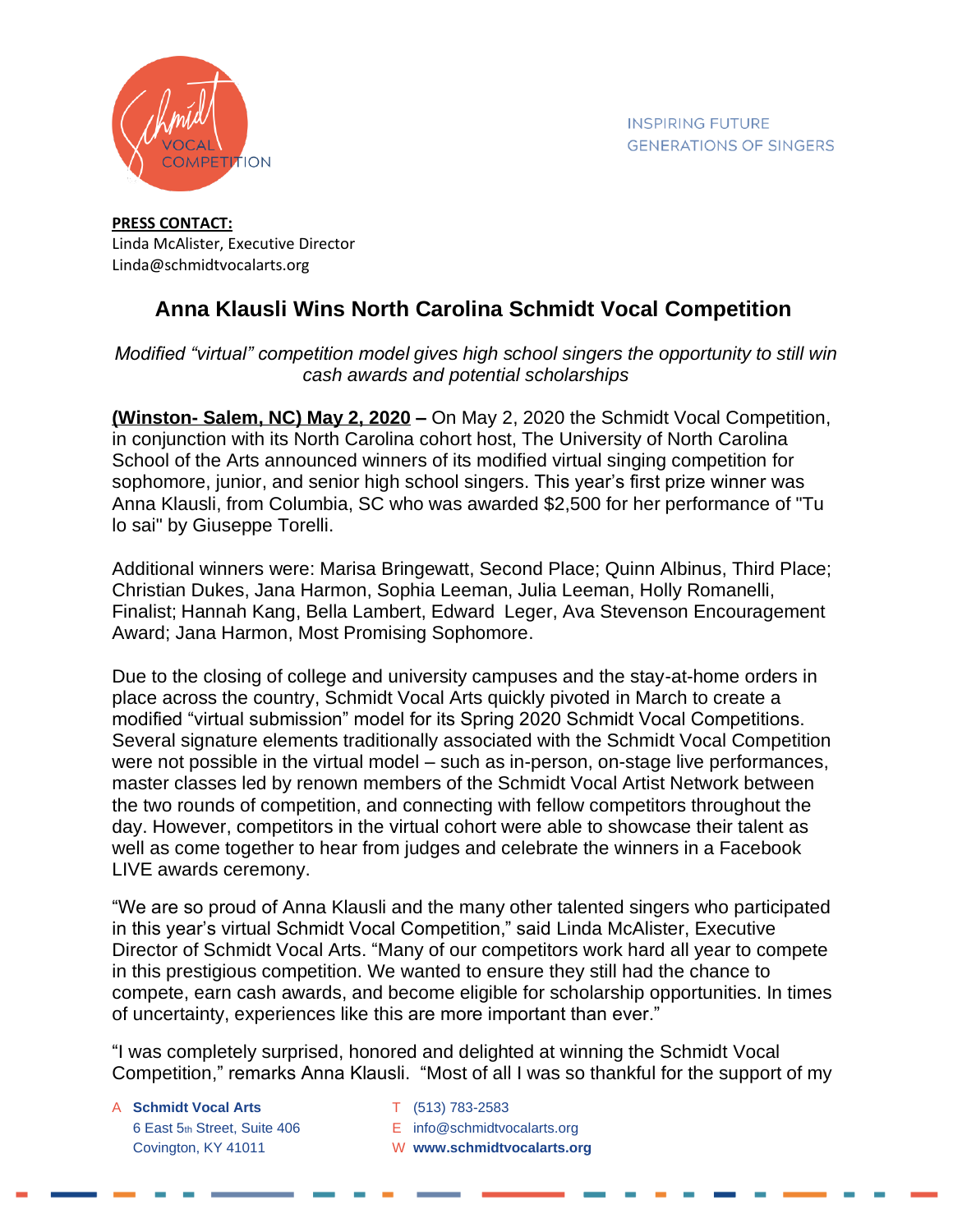INSPIRING FUTURE
GENERATIONS OF SINGERS

**PRESS CONTACT:**
Linda McAlister, Executive Director
Linda@schmidtvocalarts.org

# Anna Klausli Wins North Carolina Schmidt Vocal Competition

*Modified "virtual" competition model gives high school singers the opportunity to still win cash awards and potential scholarships*

**(Winston- Salem, NC) May 2, 2020 –** On May 2, 2020 the Schmidt Vocal Competition, in conjunction with its North Carolina cohort host, The University of North Carolina School of the Arts announced winners of its modified virtual singing competition for sophomore, junior, and senior high school singers. This year's first prize winner was Anna Klausli, from Columbia, SC who was awarded $2,500 for her performance of "Tu lo sai" by Giuseppe Torelli.

Additional winners were: Marisa Bringewatt, Second Place; Quinn Albinus, Third Place; Christian Dukes, Jana Harmon, Sophia Leeman, Julia Leeman, Holly Romanelli, Finalist; Hannah Kang, Bella Lambert, Edward Leger, Ava Stevenson Encouragement Award; Jana Harmon, Most Promising Sophomore.

Due to the closing of college and university campuses and the stay-at-home orders in place across the country, Schmidt Vocal Arts quickly pivoted in March to create a modified "virtual submission" model for its Spring 2020 Schmidt Vocal Competitions. Several signature elements traditionally associated with the Schmidt Vocal Competition were not possible in the virtual model – such as in-person, on-stage live performances, master classes led by renown members of the Schmidt Vocal Artist Network between the two rounds of competition, and connecting with fellow competitors throughout the day. However, competitors in the virtual cohort were able to showcase their talent as well as come together to hear from judges and celebrate the winners in a Facebook LIVE awards ceremony.

"We are so proud of Anna Klausli and the many other talented singers who participated in this year's virtual Schmidt Vocal Competition," said Linda McAlister, Executive Director of Schmidt Vocal Arts. "Many of our competitors work hard all year to compete in this prestigious competition. We wanted to ensure they still had the chance to compete, earn cash awards, and become eligible for scholarship opportunities. In times of uncertainty, experiences like this are more important than ever."

"I was completely surprised, honored and delighted at winning the Schmidt Vocal Competition," remarks Anna Klausli. "Most of all I was so thankful for the support of my

A **Schmidt Vocal Arts**
6 East 5th Street, Suite 406
Covington, KY 41011

T (513) 783-2583
E info@schmidtvocalarts.org
W **www.schmidtvocalarts.org**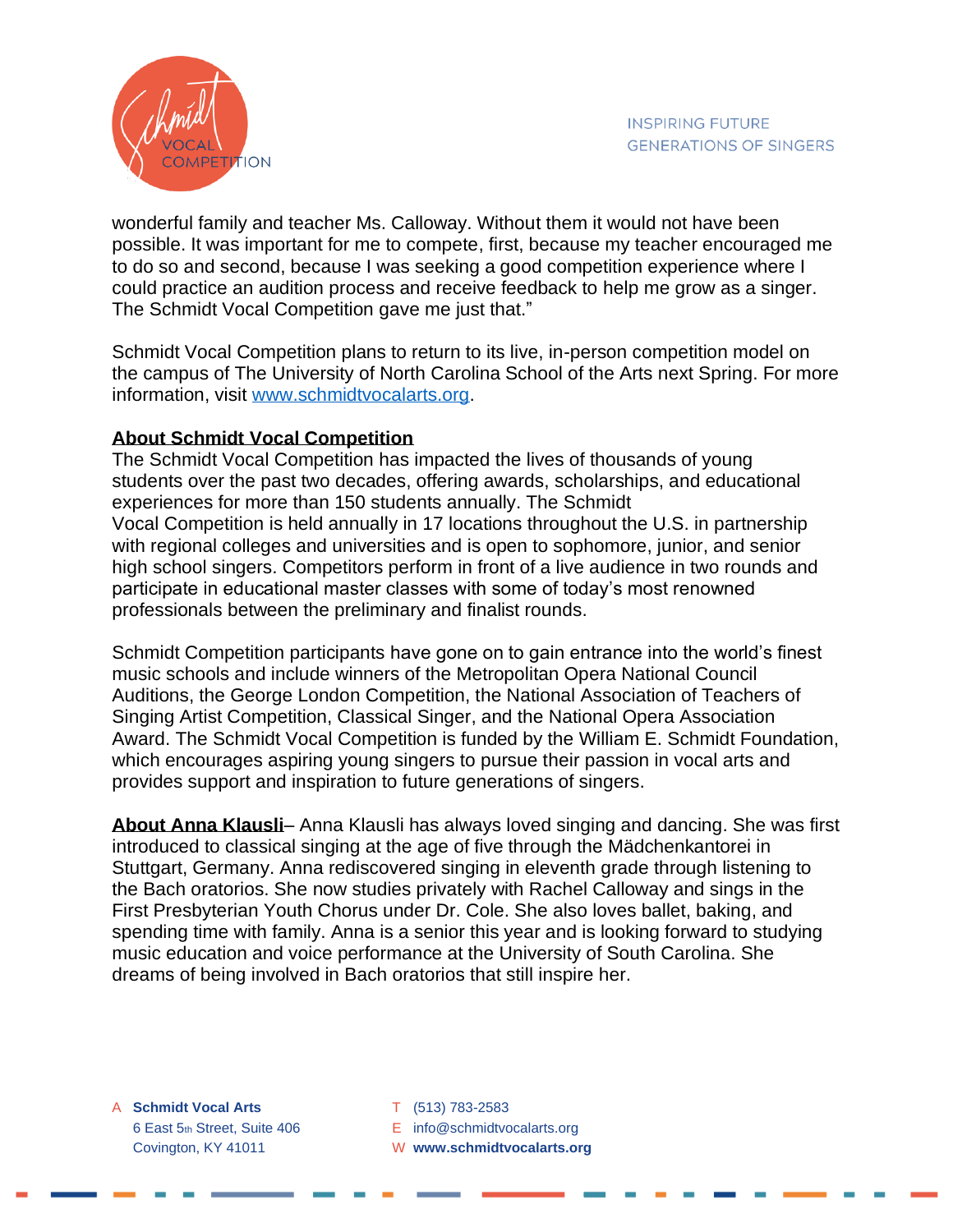wonderful family and teacher Ms. Calloway. Without them it would not have been possible. It was important for me to compete, first, because my teacher encouraged me to do so and second, because I was seeking a good competition experience where I could practice an audition process and receive feedback to help me grow as a singer. The Schmidt Vocal Competition gave me just that."

Schmidt Vocal Competition plans to return to its live, in-person competition model on the campus of The University of North Carolina School of the Arts next Spring. For more information, visit [www.schmidtvocalarts.org](http://www.schmidtvocalarts.org).

**About Schmidt Vocal Competition**

The Schmidt Vocal Competition has impacted the lives of thousands of young students over the past two decades, offering awards, scholarships, and educational experiences for more than 150 students annually. The Schmidt Vocal Competition is held annually in 17 locations throughout the U.S. in partnership with regional colleges and universities and is open to sophomore, junior, and senior high school singers. Competitors perform in front of a live audience in two rounds and participate in educational master classes with some of today's most renowned professionals between the preliminary and finalist rounds.

Schmidt Competition participants have gone on to gain entrance into the world's finest music schools and include winners of the Metropolitan Opera National Council Auditions, the George London Competition, the National Association of Teachers of Singing Artist Competition, Classical Singer, and the National Opera Association Award. The Schmidt Vocal Competition is funded by the William E. Schmidt Foundation, which encourages aspiring young singers to pursue their passion in vocal arts and provides support and inspiration to future generations of singers.

**About Anna Klausli**– Anna Klausli has always loved singing and dancing. She was first introduced to classical singing at the age of five through the Mädchenkantorei in Stuttgart, Germany. Anna rediscovered singing in eleventh grade through listening to the Bach oratorios. She now studies privately with Rachel Calloway and sings in the First Presbyterian Youth Chorus under Dr. Cole. She also loves ballet, baking, and spending time with family. Anna is a senior this year and is looking forward to studying music education and voice performance at the University of South Carolina. She dreams of being involved in Bach oratorios that still inspire her.